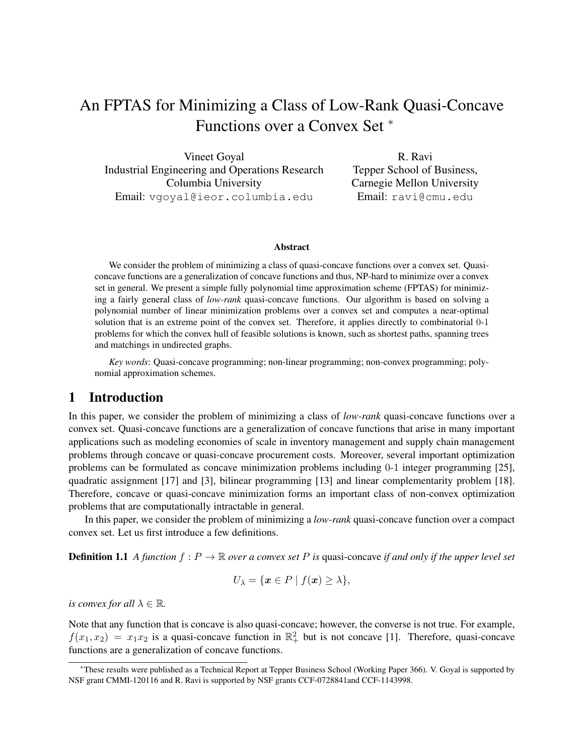# An FPTAS for Minimizing a Class of Low-Rank Quasi-Concave Functions over a Convex Set *

Vineet Goyal
Industrial Engineering and Operations Research
Columbia University
Email: vgoyal@ieor.columbia.edu

R. Ravi
Tepper School of Business,
Carnegie Mellon University
Email: ravi@cmu.edu

### Abstract

We consider the problem of minimizing a class of quasi-concave functions over a convex set. Quasi-concave functions are a generalization of concave functions and thus, NP-hard to minimize over a convex set in general. We present a simple fully polynomial time approximation scheme (FPTAS) for minimizing a fairly general class of *low-rank* quasi-concave functions. Our algorithm is based on solving a polynomial number of linear minimization problems over a convex set and computes a near-optimal solution that is an extreme point of the convex set. Therefore, it applies directly to combinatorial 0-1 problems for which the convex hull of feasible solutions is known, such as shortest paths, spanning trees and matchings in undirected graphs.

*Key words*: Quasi-concave programming; non-linear programming; non-convex programming; polynomial approximation schemes.

## 1 Introduction

In this paper, we consider the problem of minimizing a class of *low-rank* quasi-concave functions over a convex set. Quasi-concave functions are a generalization of concave functions that arise in many important applications such as modeling economies of scale in inventory management and supply chain management problems through concave or quasi-concave procurement costs. Moreover, several important optimization problems can be formulated as concave minimization problems including 0-1 integer programming [25], quadratic assignment [17] and [3], bilinear programming [13] and linear complementarity problem [18]. Therefore, concave or quasi-concave minimization forms an important class of non-convex optimization problems that are computationally intractable in general.

In this paper, we consider the problem of minimizing a *low-rank* quasi-concave function over a compact convex set. Let us first introduce a few definitions.

**Definition 1.1** *A function $f : P \to \mathbb{R}$ over a convex set $P$ is* quasi-concave *if and only if the upper level set*

$$U_\lambda = \{\boldsymbol{x} \in P \mid f(\boldsymbol{x}) \geq \lambda\},$$

*is convex for all $\lambda \in \mathbb{R}$.*

Note that any function that is concave is also quasi-concave; however, the converse is not true. For example, $f(x_1, x_2) = x_1 x_2$ is a quasi-concave function in $\mathbb{R}^2_+$ but is not concave [1]. Therefore, quasi-concave functions are a generalization of concave functions.

*These results were published as a Technical Report at Tepper Business School (Working Paper 366). V. Goyal is supported by NSF grant CMMI-120116 and R. Ravi is supported by NSF grants CCF-0728841and CCF-1143998.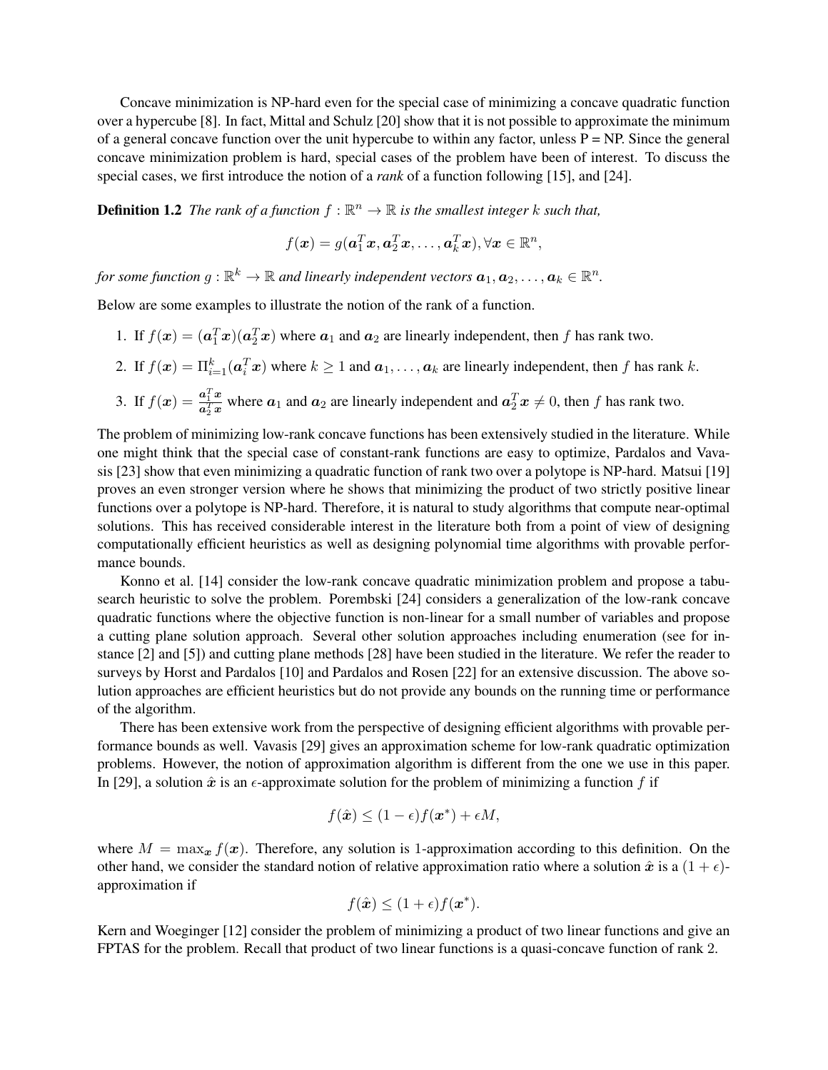Concave minimization is NP-hard even for the special case of minimizing a concave quadratic function over a hypercube [8]. In fact, Mittal and Schulz [20] show that it is not possible to approximate the minimum of a general concave function over the unit hypercube to within any factor, unless P = NP. Since the general concave minimization problem is hard, special cases of the problem have been of interest. To discuss the special cases, we first introduce the notion of a *rank* of a function following [15], and [24].

**Definition 1.2** *The rank of a function $f : \mathbb{R}^n \to \mathbb{R}$ is the smallest integer $k$ such that,*

$$f(\boldsymbol{x}) = g(\boldsymbol{a}_1^T\boldsymbol{x}, \boldsymbol{a}_2^T\boldsymbol{x}, \ldots, \boldsymbol{a}_k^T\boldsymbol{x}), \forall \boldsymbol{x} \in \mathbb{R}^n,$$

*for some function $g : \mathbb{R}^k \to \mathbb{R}$ and linearly independent vectors $\boldsymbol{a}_1, \boldsymbol{a}_2, \ldots, \boldsymbol{a}_k \in \mathbb{R}^n$.*

Below are some examples to illustrate the notion of the rank of a function.

1. If $f(\boldsymbol{x}) = (\boldsymbol{a}_1^T\boldsymbol{x})(\boldsymbol{a}_2^T\boldsymbol{x})$ where $\boldsymbol{a}_1$ and $\boldsymbol{a}_2$ are linearly independent, then $f$ has rank two.
2. If $f(\boldsymbol{x}) = \Pi_{i=1}^k(\boldsymbol{a}_i^T\boldsymbol{x})$ where $k \geq 1$ and $\boldsymbol{a}_1, \ldots, \boldsymbol{a}_k$ are linearly independent, then $f$ has rank $k$.
3. If $f(\boldsymbol{x}) = \frac{\boldsymbol{a}_1^T\boldsymbol{x}}{\boldsymbol{a}_2^T\boldsymbol{x}}$ where $\boldsymbol{a}_1$ and $\boldsymbol{a}_2$ are linearly independent and $\boldsymbol{a}_2^T\boldsymbol{x} \neq 0$, then $f$ has rank two.

The problem of minimizing low-rank concave functions has been extensively studied in the literature. While one might think that the special case of constant-rank functions are easy to optimize, Pardalos and Vavasis [23] show that even minimizing a quadratic function of rank two over a polytope is NP-hard. Matsui [19] proves an even stronger version where he shows that minimizing the product of two strictly positive linear functions over a polytope is NP-hard. Therefore, it is natural to study algorithms that compute near-optimal solutions. This has received considerable interest in the literature both from a point of view of designing computationally efficient heuristics as well as designing polynomial time algorithms with provable performance bounds.

Konno et al. [14] consider the low-rank concave quadratic minimization problem and propose a tabu-search heuristic to solve the problem. Porembski [24] considers a generalization of the low-rank concave quadratic functions where the objective function is non-linear for a small number of variables and propose a cutting plane solution approach. Several other solution approaches including enumeration (see for instance [2] and [5]) and cutting plane methods [28] have been studied in the literature. We refer the reader to surveys by Horst and Pardalos [10] and Pardalos and Rosen [22] for an extensive discussion. The above solution approaches are efficient heuristics but do not provide any bounds on the running time or performance of the algorithm.

There has been extensive work from the perspective of designing efficient algorithms with provable performance bounds as well. Vavasis [29] gives an approximation scheme for low-rank quadratic optimization problems. However, the notion of approximation algorithm is different from the one we use in this paper. In [29], a solution $\hat{\boldsymbol{x}}$ is an $\epsilon$-approximate solution for the problem of minimizing a function $f$ if

$$f(\hat{\boldsymbol{x}}) \leq (1 - \epsilon)f(\boldsymbol{x}^*) + \epsilon M,$$

where $M = \max_{\boldsymbol{x}} f(\boldsymbol{x})$. Therefore, any solution is 1-approximation according to this definition. On the other hand, we consider the standard notion of relative approximation ratio where a solution $\hat{\boldsymbol{x}}$ is a $(1 + \epsilon)$-approximation if

$$f(\hat{\boldsymbol{x}}) \leq (1 + \epsilon)f(\boldsymbol{x}^*).$$

Kern and Woeginger [12] consider the problem of minimizing a product of two linear functions and give an FPTAS for the problem. Recall that product of two linear functions is a quasi-concave function of rank 2.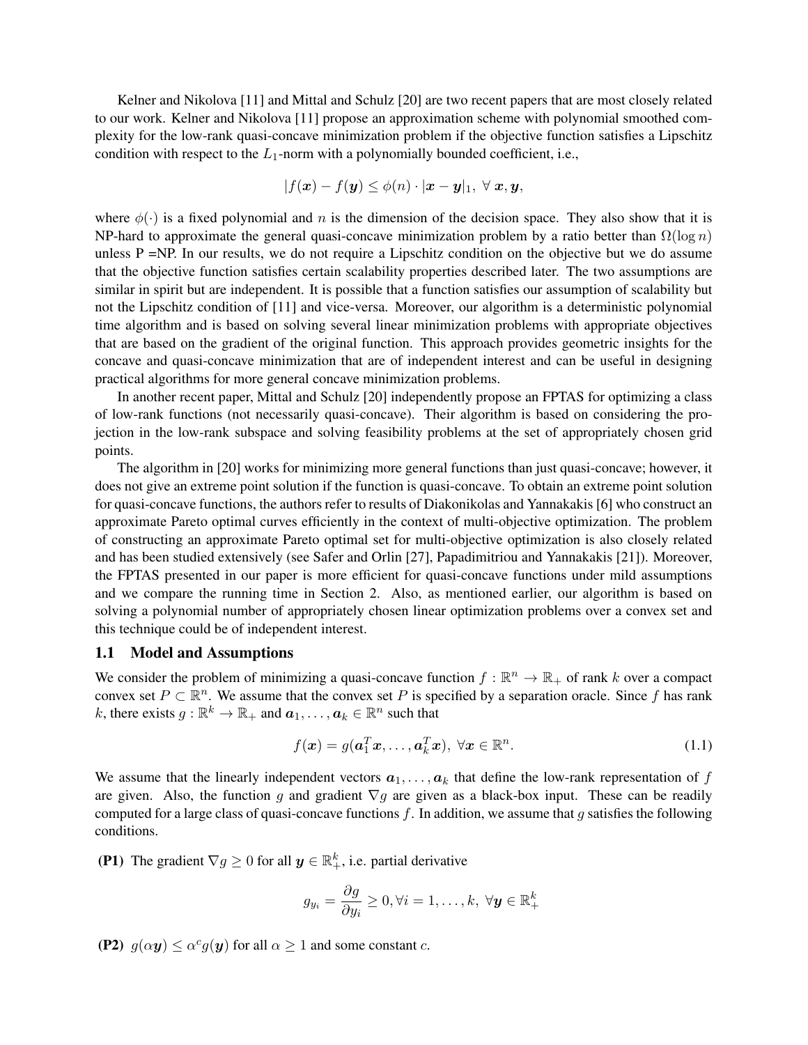Kelner and Nikolova [11] and Mittal and Schulz [20] are two recent papers that are most closely related to our work. Kelner and Nikolova [11] propose an approximation scheme with polynomial smoothed complexity for the low-rank quasi-concave minimization problem if the objective function satisfies a Lipschitz condition with respect to the $L_1$-norm with a polynomially bounded coefficient, i.e.,

$$|f(\boldsymbol{x}) - f(\boldsymbol{y}) \leq \phi(n) \cdot |\boldsymbol{x} - \boldsymbol{y}|_1, \; \forall \; \boldsymbol{x}, \boldsymbol{y},$$

where $\phi(\cdot)$ is a fixed polynomial and $n$ is the dimension of the decision space. They also show that it is NP-hard to approximate the general quasi-concave minimization problem by a ratio better than $\Omega(\log n)$ unless P =NP. In our results, we do not require a Lipschitz condition on the objective but we do assume that the objective function satisfies certain scalability properties described later. The two assumptions are similar in spirit but are independent. It is possible that a function satisfies our assumption of scalability but not the Lipschitz condition of [11] and vice-versa. Moreover, our algorithm is a deterministic polynomial time algorithm and is based on solving several linear minimization problems with appropriate objectives that are based on the gradient of the original function. This approach provides geometric insights for the concave and quasi-concave minimization that are of independent interest and can be useful in designing practical algorithms for more general concave minimization problems.

In another recent paper, Mittal and Schulz [20] independently propose an FPTAS for optimizing a class of low-rank functions (not necessarily quasi-concave). Their algorithm is based on considering the projection in the low-rank subspace and solving feasibility problems at the set of appropriately chosen grid points.

The algorithm in [20] works for minimizing more general functions than just quasi-concave; however, it does not give an extreme point solution if the function is quasi-concave. To obtain an extreme point solution for quasi-concave functions, the authors refer to results of Diakonikolas and Yannakakis [6] who construct an approximate Pareto optimal curves efficiently in the context of multi-objective optimization. The problem of constructing an approximate Pareto optimal set for multi-objective optimization is also closely related and has been studied extensively (see Safer and Orlin [27], Papadimitriou and Yannakakis [21]). Moreover, the FPTAS presented in our paper is more efficient for quasi-concave functions under mild assumptions and we compare the running time in Section 2. Also, as mentioned earlier, our algorithm is based on solving a polynomial number of appropriately chosen linear optimization problems over a convex set and this technique could be of independent interest.

### 1.1 Model and Assumptions

We consider the problem of minimizing a quasi-concave function $f : \mathbb{R}^n \rightarrow \mathbb{R}_+$ of rank $k$ over a compact convex set $P \subset \mathbb{R}^n$. We assume that the convex set $P$ is specified by a separation oracle. Since $f$ has rank $k$, there exists $g : \mathbb{R}^k \rightarrow \mathbb{R}_+$ and $\boldsymbol{a}_1, \ldots, \boldsymbol{a}_k \in \mathbb{R}^n$ such that

$$f(\boldsymbol{x}) = g(\boldsymbol{a}_1^T \boldsymbol{x}, \ldots, \boldsymbol{a}_k^T \boldsymbol{x}), \; \forall \boldsymbol{x} \in \mathbb{R}^n. \tag{1.1}$$

We assume that the linearly independent vectors $\boldsymbol{a}_1, \ldots, \boldsymbol{a}_k$ that define the low-rank representation of $f$ are given. Also, the function $g$ and gradient $\nabla g$ are given as a black-box input. These can be readily computed for a large class of quasi-concave functions $f$. In addition, we assume that $g$ satisfies the following conditions.

**(P1)** The gradient $\nabla g \geq 0$ for all $\boldsymbol{y} \in \mathbb{R}^k_+$, i.e. partial derivative

$$g_{y_i} = \frac{\partial g}{\partial y_i} \geq 0, \forall i = 1, \ldots, k, \; \forall \boldsymbol{y} \in \mathbb{R}^k_+$$

**(P2)** $g(\alpha \boldsymbol{y}) \leq \alpha^c g(\boldsymbol{y})$ for all $\alpha \geq 1$ and some constant $c$.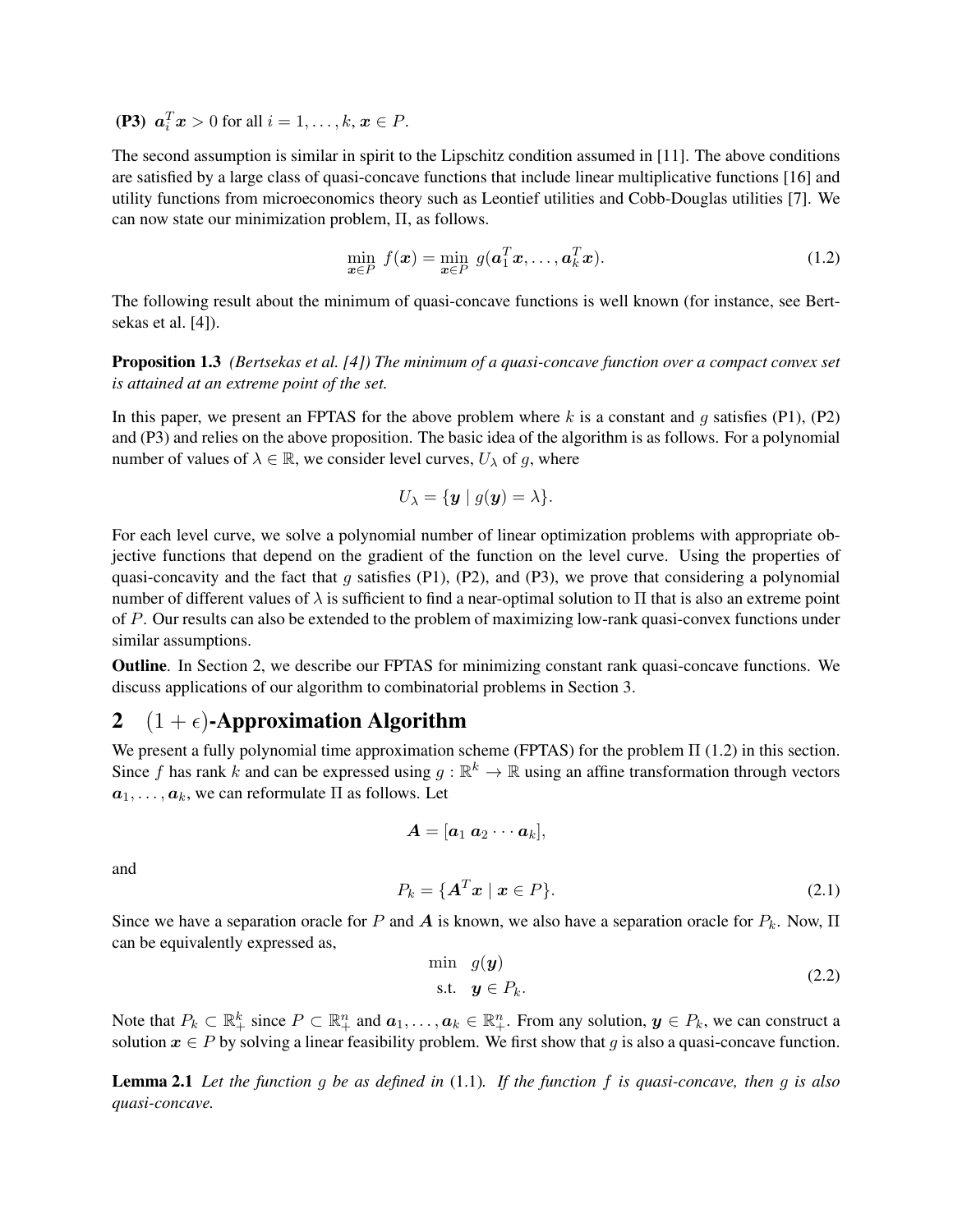**(P3)** $\boldsymbol{a}_i^T \boldsymbol{x} > 0$ for all $i = 1, \ldots, k$, $\boldsymbol{x} \in P$.

The second assumption is similar in spirit to the Lipschitz condition assumed in [11]. The above conditions are satisfied by a large class of quasi-concave functions that include linear multiplicative functions [16] and utility functions from microeconomics theory such as Leontief utilities and Cobb-Douglas utilities [7]. We can now state our minimization problem, $\Pi$, as follows.

$$\min_{\boldsymbol{x} \in P} \ f(\boldsymbol{x}) = \min_{\boldsymbol{x} \in P} \ g(\boldsymbol{a}_1^T \boldsymbol{x}, \ldots, \boldsymbol{a}_k^T \boldsymbol{x}). \tag{1.2}$$

The following result about the minimum of quasi-concave functions is well known (for instance, see Bertsekas et al. [4]).

**Proposition 1.3** *(Bertsekas et al. [4]) The minimum of a quasi-concave function over a compact convex set is attained at an extreme point of the set.*

In this paper, we present an FPTAS for the above problem where $k$ is a constant and $g$ satisfies (P1), (P2) and (P3) and relies on the above proposition. The basic idea of the algorithm is as follows. For a polynomial number of values of $\lambda \in \mathbb{R}$, we consider level curves, $U_\lambda$ of $g$, where

$$U_\lambda = \{\boldsymbol{y} \mid g(\boldsymbol{y}) = \lambda\}.$$

For each level curve, we solve a polynomial number of linear optimization problems with appropriate objective functions that depend on the gradient of the function on the level curve. Using the properties of quasi-concavity and the fact that $g$ satisfies (P1), (P2), and (P3), we prove that considering a polynomial number of different values of $\lambda$ is sufficient to find a near-optimal solution to $\Pi$ that is also an extreme point of $P$. Our results can also be extended to the problem of maximizing low-rank quasi-convex functions under similar assumptions.

**Outline**. In Section 2, we describe our FPTAS for minimizing constant rank quasi-concave functions. We discuss applications of our algorithm to combinatorial problems in Section 3.

## 2 $(1+\epsilon)$-Approximation Algorithm

We present a fully polynomial time approximation scheme (FPTAS) for the problem $\Pi$ (1.2) in this section. Since $f$ has rank $k$ and can be expressed using $g : \mathbb{R}^k \to \mathbb{R}$ using an affine transformation through vectors $\boldsymbol{a}_1, \ldots, \boldsymbol{a}_k$, we can reformulate $\Pi$ as follows. Let

$$\boldsymbol{A} = [\boldsymbol{a}_1 \ \boldsymbol{a}_2 \cdots \boldsymbol{a}_k],$$

and

$$P_k = \{\boldsymbol{A}^T \boldsymbol{x} \mid \boldsymbol{x} \in P\}. \tag{2.1}$$

Since we have a separation oracle for $P$ and $\boldsymbol{A}$ is known, we also have a separation oracle for $P_k$. Now, $\Pi$ can be equivalently expressed as,

$$\begin{aligned} \min \quad & g(\boldsymbol{y}) \\ \text{s.t.} \quad & \boldsymbol{y} \in P_k. \end{aligned} \tag{2.2}$$

Note that $P_k \subset \mathbb{R}_+^k$ since $P \subset \mathbb{R}_+^n$ and $\boldsymbol{a}_1, \ldots, \boldsymbol{a}_k \in \mathbb{R}_+^n$. From any solution, $\boldsymbol{y} \in P_k$, we can construct a solution $\boldsymbol{x} \in P$ by solving a linear feasibility problem. We first show that $g$ is also a quasi-concave function.

**Lemma 2.1** *Let the function $g$ be as defined in* (1.1)*. If the function $f$ is quasi-concave, then $g$ is also quasi-concave.*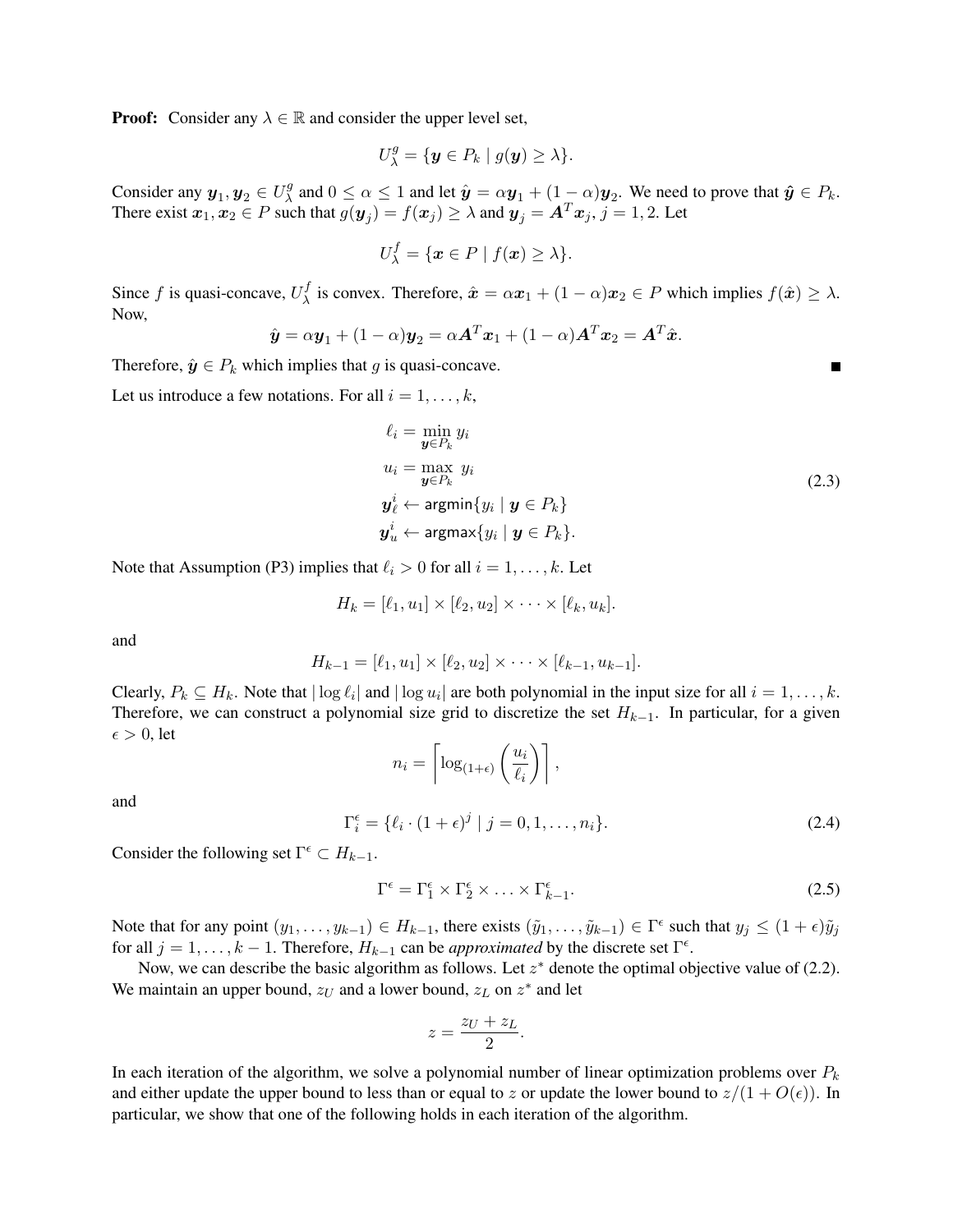**Proof:** Consider any $\lambda \in \mathbb{R}$ and consider the upper level set,

$$U_\lambda^g = \{\boldsymbol{y} \in P_k \mid g(\boldsymbol{y}) \geq \lambda\}.$$

Consider any $\boldsymbol{y}_1, \boldsymbol{y}_2 \in U_\lambda^g$ and $0 \leq \alpha \leq 1$ and let $\hat{\boldsymbol{y}} = \alpha \boldsymbol{y}_1 + (1-\alpha)\boldsymbol{y}_2$. We need to prove that $\hat{\boldsymbol{y}} \in P_k$. There exist $\boldsymbol{x}_1, \boldsymbol{x}_2 \in P$ such that $g(\boldsymbol{y}_j) = f(\boldsymbol{x}_j) \geq \lambda$ and $\boldsymbol{y}_j = \boldsymbol{A}^T \boldsymbol{x}_j$, $j = 1, 2$. Let

$$U_\lambda^f = \{\boldsymbol{x} \in P \mid f(\boldsymbol{x}) \geq \lambda\}.$$

Since $f$ is quasi-concave, $U_\lambda^f$ is convex. Therefore, $\hat{\boldsymbol{x}} = \alpha \boldsymbol{x}_1 + (1-\alpha)\boldsymbol{x}_2 \in P$ which implies $f(\hat{\boldsymbol{x}}) \geq \lambda$. Now,

$$\hat{\boldsymbol{y}} = \alpha \boldsymbol{y}_1 + (1-\alpha)\boldsymbol{y}_2 = \alpha \boldsymbol{A}^T \boldsymbol{x}_1 + (1-\alpha)\boldsymbol{A}^T \boldsymbol{x}_2 = \boldsymbol{A}^T \hat{\boldsymbol{x}}.$$

Therefore, $\hat{\boldsymbol{y}} \in P_k$ which implies that $g$ is quasi-concave. ■

Let us introduce a few notations. For all $i = 1, \ldots, k$,

$$\begin{aligned}
\ell_i &= \min_{\boldsymbol{y} \in P_k} y_i \\
u_i &= \max_{\boldsymbol{y} \in P_k} y_i \\
\boldsymbol{y}_\ell^i &\leftarrow \mathsf{argmin}\{y_i \mid \boldsymbol{y} \in P_k\} \\
\boldsymbol{y}_u^i &\leftarrow \mathsf{argmax}\{y_i \mid \boldsymbol{y} \in P_k\}.
\end{aligned} \tag{2.3}$$

Note that Assumption (P3) implies that $\ell_i > 0$ for all $i = 1, \ldots, k$. Let

$$H_k = [\ell_1, u_1] \times [\ell_2, u_2] \times \cdots \times [\ell_k, u_k].$$

and

$$H_{k-1} = [\ell_1, u_1] \times [\ell_2, u_2] \times \cdots \times [\ell_{k-1}, u_{k-1}].$$

Clearly, $P_k \subseteq H_k$. Note that $|\log \ell_i|$ and $|\log u_i|$ are both polynomial in the input size for all $i = 1, \ldots, k$. Therefore, we can construct a polynomial size grid to discretize the set $H_{k-1}$. In particular, for a given $\epsilon > 0$, let

$$n_i = \left\lceil \log_{(1+\epsilon)} \left( \frac{u_i}{\ell_i} \right) \right\rceil,$$

and

$$\Gamma_i^\epsilon = \{\ell_i \cdot (1+\epsilon)^j \mid j = 0, 1, \ldots, n_i\}. \tag{2.4}$$

Consider the following set $\Gamma^\epsilon \subset H_{k-1}$.

$$\Gamma^\epsilon = \Gamma_1^\epsilon \times \Gamma_2^\epsilon \times \ldots \times \Gamma_{k-1}^\epsilon. \tag{2.5}$$

Note that for any point $(y_1, \ldots, y_{k-1}) \in H_{k-1}$, there exists $(\tilde{y}_1, \ldots, \tilde{y}_{k-1}) \in \Gamma^\epsilon$ such that $y_j \leq (1+\epsilon)\tilde{y}_j$ for all $j = 1, \ldots, k-1$. Therefore, $H_{k-1}$ can be *approximated* by the discrete set $\Gamma^\epsilon$.

Now, we can describe the basic algorithm as follows. Let $z^*$ denote the optimal objective value of (2.2). We maintain an upper bound, $z_U$ and a lower bound, $z_L$ on $z^*$ and let

$$z = \frac{z_U + z_L}{2}.$$

In each iteration of the algorithm, we solve a polynomial number of linear optimization problems over $P_k$ and either update the upper bound to less than or equal to $z$ or update the lower bound to $z/(1+O(\epsilon))$. In particular, we show that one of the following holds in each iteration of the algorithm.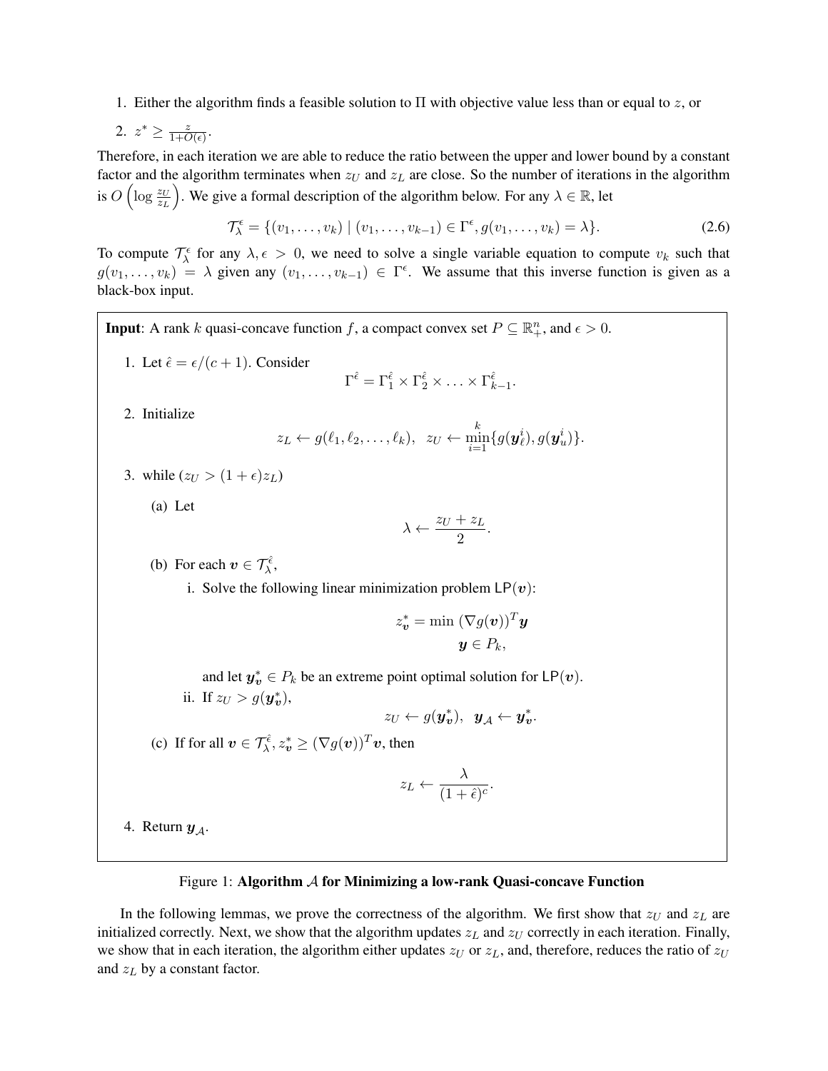1. Either the algorithm finds a feasible solution to $\Pi$ with objective value less than or equal to $z$, or
2. $z^* \geq \frac{z}{1+O(\epsilon)}$.

Therefore, in each iteration we are able to reduce the ratio between the upper and lower bound by a constant factor and the algorithm terminates when $z_U$ and $z_L$ are close. So the number of iterations in the algorithm is $O\left(\log \frac{z_U}{z_L}\right)$. We give a formal description of the algorithm below. For any $\lambda \in \mathbb{R}$, let

$$\mathcal{T}_\lambda^\epsilon = \{(v_1, \ldots, v_k) \mid (v_1, \ldots, v_{k-1}) \in \Gamma^\epsilon, g(v_1, \ldots, v_k) = \lambda\}. \tag{2.6}$$

To compute $\mathcal{T}_\lambda^\epsilon$ for any $\lambda, \epsilon > 0$, we need to solve a single variable equation to compute $v_k$ such that $g(v_1, \ldots, v_k) = \lambda$ given any $(v_1, \ldots, v_{k-1}) \in \Gamma^\epsilon$. We assume that this inverse function is given as a black-box input.

**Input**: A rank $k$ quasi-concave function $f$, a compact convex set $P \subseteq \mathbb{R}_+^n$, and $\epsilon > 0$.

1. Let $\hat{\epsilon} = \epsilon/(c+1)$. Consider
$$\Gamma^{\hat{\epsilon}} = \Gamma_1^{\hat{\epsilon}} \times \Gamma_2^{\hat{\epsilon}} \times \ldots \times \Gamma_{k-1}^{\hat{\epsilon}}.$$
2. Initialize
$$z_L \leftarrow g(\ell_1, \ell_2, \ldots, \ell_k), \quad z_U \leftarrow \min_{i=1}^{k}\{g(\boldsymbol{y}_\ell^i), g(\boldsymbol{y}_u^i)\}.$$
3. while $(z_U > (1+\epsilon)z_L)$
   (a) Let
   $$\lambda \leftarrow \frac{z_U + z_L}{2}.$$
   (b) For each $\boldsymbol{v} \in \mathcal{T}_\lambda^{\hat{\epsilon}}$,
      i. Solve the following linear minimization problem $\mathsf{LP}(\boldsymbol{v})$:
      $$z_{\boldsymbol{v}}^* = \min\ (\nabla g(\boldsymbol{v}))^T \boldsymbol{y}$$
      $$\boldsymbol{y} \in P_k,$$
      and let $\boldsymbol{y}_{\boldsymbol{v}}^* \in P_k$ be an extreme point optimal solution for $\mathsf{LP}(\boldsymbol{v})$.
      ii. If $z_U > g(\boldsymbol{y}_{\boldsymbol{v}}^*)$,
      $$z_U \leftarrow g(\boldsymbol{y}_{\boldsymbol{v}}^*), \quad \boldsymbol{y}_{\mathcal{A}} \leftarrow \boldsymbol{y}_{\boldsymbol{v}}^*.$$
   (c) If for all $\boldsymbol{v} \in \mathcal{T}_\lambda^{\hat{\epsilon}}$, $z_{\boldsymbol{v}}^* \geq (\nabla g(\boldsymbol{v}))^T \boldsymbol{v}$, then
   $$z_L \leftarrow \frac{\lambda}{(1+\hat{\epsilon})^c}.$$
4. Return $\boldsymbol{y}_{\mathcal{A}}$.

Figure 1: **Algorithm $\mathcal{A}$ for Minimizing a low-rank Quasi-concave Function**

In the following lemmas, we prove the correctness of the algorithm. We first show that $z_U$ and $z_L$ are initialized correctly. Next, we show that the algorithm updates $z_L$ and $z_U$ correctly in each iteration. Finally, we show that in each iteration, the algorithm either updates $z_U$ or $z_L$, and, therefore, reduces the ratio of $z_U$ and $z_L$ by a constant factor.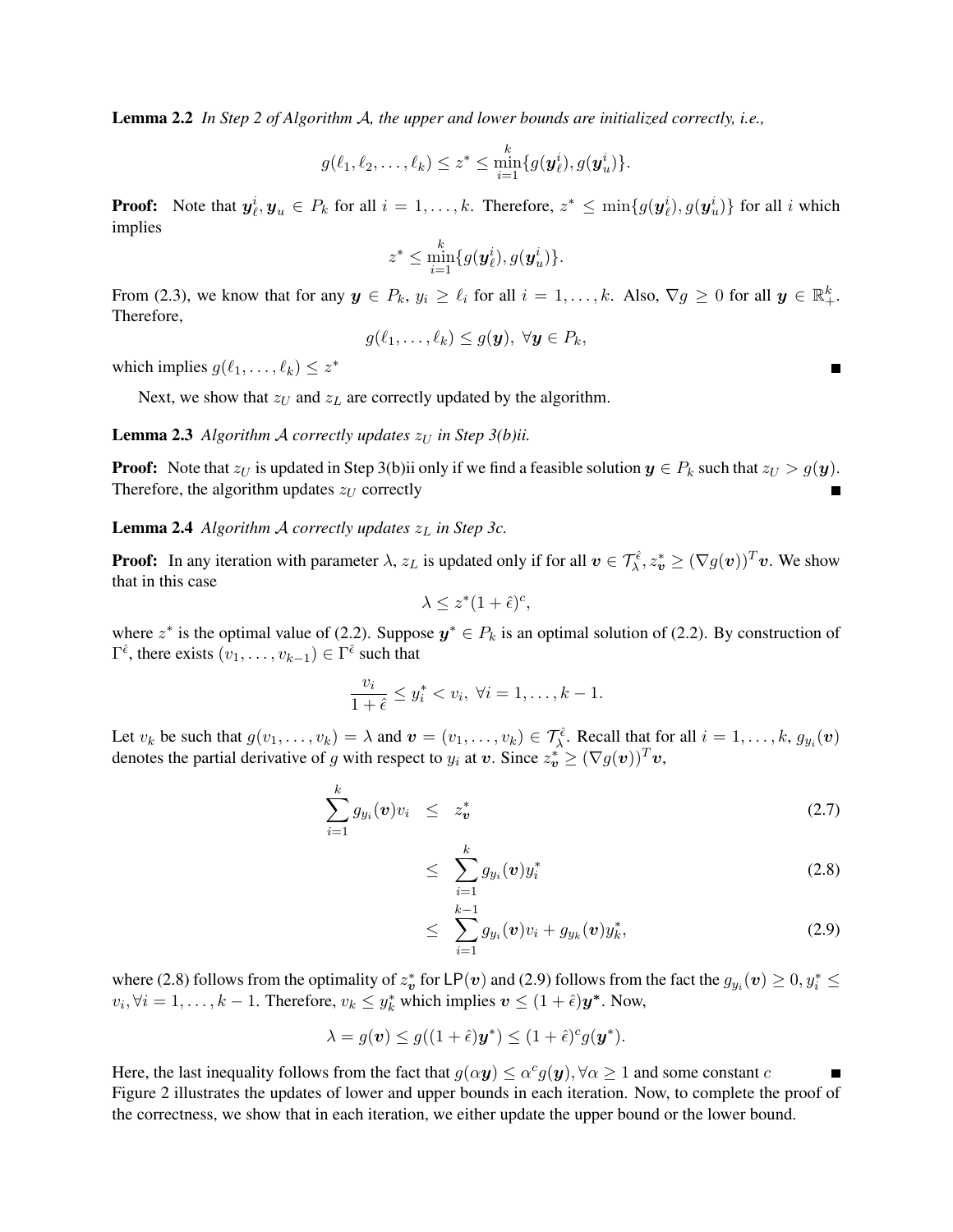**Lemma 2.2** *In Step 2 of Algorithm $\mathcal{A}$, the upper and lower bounds are initialized correctly, i.e.,*

$$g(\ell_1, \ell_2, \ldots, \ell_k) \leq z^* \leq \min_{i=1}^{k}\{g(\boldsymbol{y}_\ell^i), g(\boldsymbol{y}_u^i)\}.$$

**Proof:** Note that $\boldsymbol{y}_\ell^i, \boldsymbol{y}_u \in P_k$ for all $i = 1, \ldots, k$. Therefore, $z^* \leq \min\{g(\boldsymbol{y}_\ell^i), g(\boldsymbol{y}_u^i)\}$ for all $i$ which implies

$$z^* \leq \min_{i=1}^{k}\{g(\boldsymbol{y}_\ell^i), g(\boldsymbol{y}_u^i)\}.$$

From (2.3), we know that for any $\boldsymbol{y} \in P_k$, $y_i \geq \ell_i$ for all $i = 1, \ldots, k$. Also, $\nabla g \geq 0$ for all $\boldsymbol{y} \in \mathbb{R}_+^k$. Therefore,

$$g(\ell_1, \ldots, \ell_k) \leq g(\boldsymbol{y}), \ \forall \boldsymbol{y} \in P_k,$$

which implies $g(\ell_1, \ldots, \ell_k) \leq z^*$ ■

Next, we show that $z_U$ and $z_L$ are correctly updated by the algorithm.

**Lemma 2.3** *Algorithm $\mathcal{A}$ correctly updates $z_U$ in Step 3(b)ii.*

**Proof:** Note that $z_U$ is updated in Step 3(b)ii only if we find a feasible solution $\boldsymbol{y} \in P_k$ such that $z_U > g(\boldsymbol{y})$. Therefore, the algorithm updates $z_U$ correctly ■

**Lemma 2.4** *Algorithm $\mathcal{A}$ correctly updates $z_L$ in Step 3c.*

**Proof:** In any iteration with parameter $\lambda$, $z_L$ is updated only if for all $\boldsymbol{v} \in \mathcal{T}_\lambda^{\hat{\epsilon}}$, $z_{\boldsymbol{v}}^* \geq (\nabla g(\boldsymbol{v}))^T \boldsymbol{v}$. We show that in this case

$$\lambda \leq z^*(1+\hat{\epsilon})^c,$$

where $z^*$ is the optimal value of (2.2). Suppose $\boldsymbol{y}^* \in P_k$ is an optimal solution of (2.2). By construction of $\Gamma^{\hat{\epsilon}}$, there exists $(v_1, \ldots, v_{k-1}) \in \Gamma^{\hat{\epsilon}}$ such that

$$\frac{v_i}{1+\hat{\epsilon}} \leq y_i^* < v_i, \ \forall i = 1, \ldots, k-1.$$

Let $v_k$ be such that $g(v_1, \ldots, v_k) = \lambda$ and $\boldsymbol{v} = (v_1, \ldots, v_k) \in \mathcal{T}_\lambda^{\hat{\epsilon}}$. Recall that for all $i = 1, \ldots, k$, $g_{y_i}(\boldsymbol{v})$ denotes the partial derivative of $g$ with respect to $y_i$ at $\boldsymbol{v}$. Since $z_{\boldsymbol{v}}^* \geq (\nabla g(\boldsymbol{v}))^T \boldsymbol{v}$,

$$\sum_{i=1}^{k} g_{y_i}(\boldsymbol{v}) v_i \leq z_{\boldsymbol{v}}^* \tag{2.7}$$

$$\leq \sum_{i=1}^{k} g_{y_i}(\boldsymbol{v}) y_i^* \tag{2.8}$$

$$\leq \sum_{i=1}^{k-1} g_{y_i}(\boldsymbol{v}) v_i + g_{y_k}(\boldsymbol{v}) y_k^*, \tag{2.9}$$

where (2.8) follows from the optimality of $z_{\boldsymbol{v}}^*$ for $\mathsf{LP}(\boldsymbol{v})$ and (2.9) follows from the fact the $g_{y_i}(\boldsymbol{v}) \geq 0, y_i^* \leq v_i, \forall i = 1, \ldots, k-1$. Therefore, $v_k \leq y_k^*$ which implies $\boldsymbol{v} \leq (1+\hat{\epsilon})\boldsymbol{y}^*$. Now,

$$\lambda = g(\boldsymbol{v}) \leq g((1+\hat{\epsilon})\boldsymbol{y}^*) \leq (1+\hat{\epsilon})^c g(\boldsymbol{y}^*).$$

Here, the last inequality follows from the fact that $g(\alpha \boldsymbol{y}) \leq \alpha^c g(\boldsymbol{y}), \forall \alpha \geq 1$ and some constant $c$ ■

Figure 2 illustrates the updates of lower and upper bounds in each iteration. Now, to complete the proof of the correctness, we show that in each iteration, we either update the upper bound or the lower bound.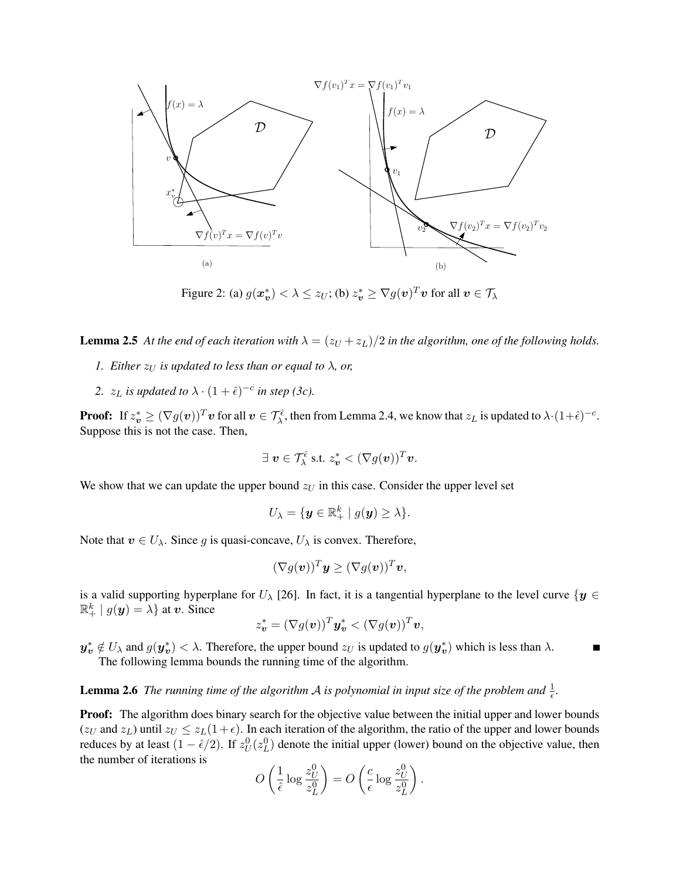Figure 2: (a) $g(\boldsymbol{x}_{\boldsymbol{v}}^*) < \lambda \leq z_U$; (b) $z_{\boldsymbol{v}}^* \geq \nabla g(\boldsymbol{v})^T \boldsymbol{v}$ for all $\boldsymbol{v} \in \mathcal{T}_\lambda$

**Lemma 2.5** *At the end of each iteration with $\lambda = (z_U + z_L)/2$ in the algorithm, one of the following holds.*

1. *Either $z_U$ is updated to less than or equal to $\lambda$, or,*
2. *$z_L$ is updated to $\lambda \cdot (1 + \hat{\epsilon})^{-c}$ in step (3c).*

**Proof:** If $z_{\boldsymbol{v}}^* \geq (\nabla g(\boldsymbol{v}))^T \boldsymbol{v}$ for all $\boldsymbol{v} \in \mathcal{T}_\lambda^{\hat{\epsilon}}$, then from Lemma 2.4, we know that $z_L$ is updated to $\lambda \cdot (1+\hat{\epsilon})^{-c}$. Suppose this is not the case. Then,

$$\exists\ \boldsymbol{v} \in \mathcal{T}_\lambda^{\hat{\epsilon}} \text{ s.t. } z_{\boldsymbol{v}}^* < (\nabla g(\boldsymbol{v}))^T \boldsymbol{v}.$$

We show that we can update the upper bound $z_U$ in this case. Consider the upper level set

$$U_\lambda = \{\boldsymbol{y} \in \mathbb{R}_+^k \mid g(\boldsymbol{y}) \geq \lambda\}.$$

Note that $\boldsymbol{v} \in U_\lambda$. Since $g$ is quasi-concave, $U_\lambda$ is convex. Therefore,

$$(\nabla g(\boldsymbol{v}))^T \boldsymbol{y} \geq (\nabla g(\boldsymbol{v}))^T \boldsymbol{v},$$

is a valid supporting hyperplane for $U_\lambda$ [26]. In fact, it is a tangential hyperplane to the level curve $\{\boldsymbol{y} \in \mathbb{R}_+^k \mid g(\boldsymbol{y}) = \lambda\}$ at $\boldsymbol{v}$. Since

$$z_{\boldsymbol{v}}^* = (\nabla g(\boldsymbol{v}))^T \boldsymbol{y}_{\boldsymbol{v}}^* < (\nabla g(\boldsymbol{v}))^T \boldsymbol{v},$$

$\boldsymbol{y}_{\boldsymbol{v}}^* \notin U_\lambda$ and $g(\boldsymbol{y}_{\boldsymbol{v}}^*) < \lambda$. Therefore, the upper bound $z_U$ is updated to $g(\boldsymbol{y}_{\boldsymbol{v}}^*)$ which is less than $\lambda$. ■

The following lemma bounds the running time of the algorithm.

**Lemma 2.6** *The running time of the algorithm $\mathcal{A}$ is polynomial in input size of the problem and $\frac{1}{\epsilon}$.*

**Proof:** The algorithm does binary search for the objective value between the initial upper and lower bounds ($z_U$ and $z_L$) until $z_U \leq z_L(1+\epsilon)$. In each iteration of the algorithm, the ratio of the upper and lower bounds reduces by at least $(1 - \hat{\epsilon}/2)$. If $z_U^0(z_L^0)$ denote the initial upper (lower) bound on the objective value, then the number of iterations is

$$O\left(\frac{1}{\hat{\epsilon}} \log \frac{z_U^0}{z_L^0}\right) = O\left(\frac{c}{\epsilon} \log \frac{z_U^0}{z_L^0}\right).$$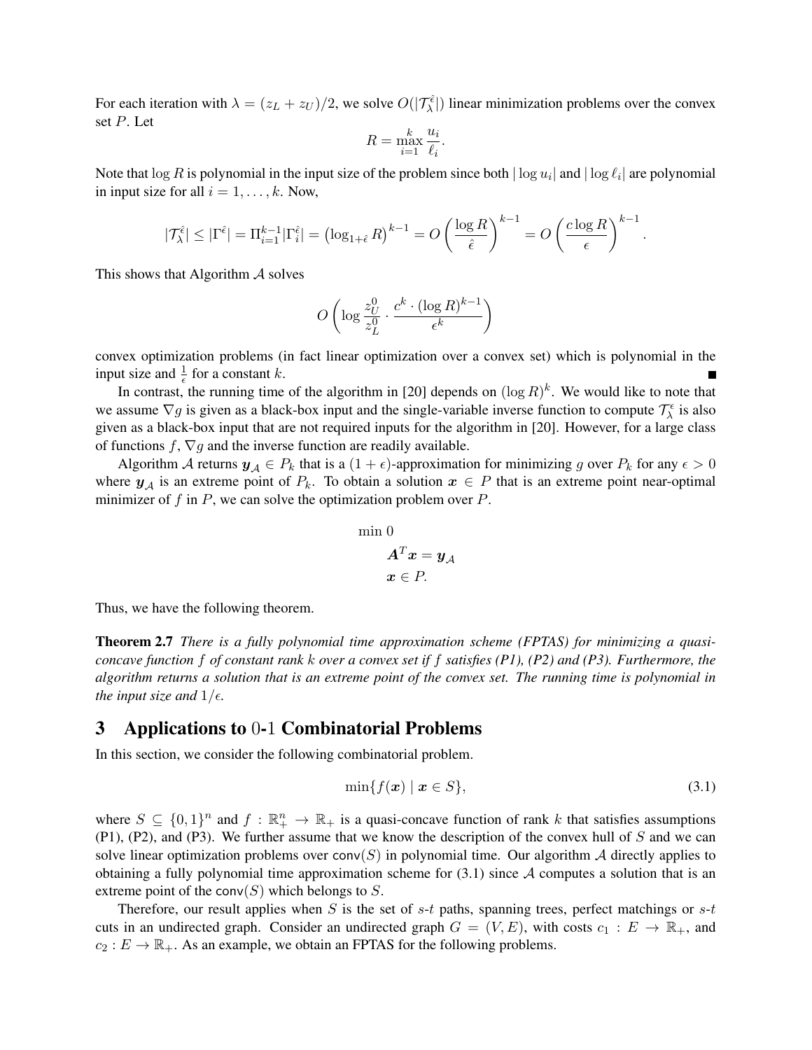For each iteration with $\lambda = (z_L + z_U)/2$, we solve $O(|\mathcal{T}_\lambda^{\hat{\epsilon}}|)$ linear minimization problems over the convex set $P$. Let

$$R = \max_{i=1}^{k} \frac{u_i}{\ell_i}.$$

Note that $\log R$ is polynomial in the input size of the problem since both $|\log u_i|$ and $|\log \ell_i|$ are polynomial in input size for all $i = 1, \ldots, k$. Now,

$$|\mathcal{T}_\lambda^{\hat{\epsilon}}| \leq |\Gamma^{\hat{\epsilon}}| = \Pi_{i=1}^{k-1} |\Gamma_i^{\hat{\epsilon}}| = \left(\log_{1+\hat{\epsilon}} R\right)^{k-1} = O\left(\frac{\log R}{\hat{\epsilon}}\right)^{k-1} = O\left(\frac{c \log R}{\epsilon}\right)^{k-1}.$$

This shows that Algorithm $\mathcal{A}$ solves

$$O\left(\log \frac{z_U^0}{z_L^0} \cdot \frac{c^k \cdot (\log R)^{k-1}}{\epsilon^k}\right)$$

convex optimization problems (in fact linear optimization over a convex set) which is polynomial in the input size and $\frac{1}{\epsilon}$ for a constant $k$. ∎

In contrast, the running time of the algorithm in [20] depends on $(\log R)^k$. We would like to note that we assume $\nabla g$ is given as a black-box input and the single-variable inverse function to compute $\mathcal{T}_\lambda^\epsilon$ is also given as a black-box input that are not required inputs for the algorithm in [20]. However, for a large class of functions $f$, $\nabla g$ and the inverse function are readily available.

Algorithm $\mathcal{A}$ returns $\boldsymbol{y}_\mathcal{A} \in P_k$ that is a $(1+\epsilon)$-approximation for minimizing $g$ over $P_k$ for any $\epsilon > 0$ where $\boldsymbol{y}_\mathcal{A}$ is an extreme point of $P_k$. To obtain a solution $\boldsymbol{x} \in P$ that is an extreme point near-optimal minimizer of $f$ in $P$, we can solve the optimization problem over $P$.

$$\begin{aligned} \min\ & 0 \\ & \boldsymbol{A}^T \boldsymbol{x} = \boldsymbol{y}_\mathcal{A} \\ & \boldsymbol{x} \in P. \end{aligned}$$

Thus, we have the following theorem.

**Theorem 2.7** *There is a fully polynomial time approximation scheme (FPTAS) for minimizing a quasi-concave function $f$ of constant rank $k$ over a convex set if $f$ satisfies (P1), (P2) and (P3). Furthermore, the algorithm returns a solution that is an extreme point of the convex set. The running time is polynomial in the input size and $1/\epsilon$.*

## 3 Applications to 0-1 Combinatorial Problems

In this section, we consider the following combinatorial problem.

$$\min\{f(\boldsymbol{x}) \mid \boldsymbol{x} \in S\}, \tag{3.1}$$

where $S \subseteq \{0,1\}^n$ and $f : \mathbb{R}_+^n \to \mathbb{R}_+$ is a quasi-concave function of rank $k$ that satisfies assumptions (P1), (P2), and (P3). We further assume that we know the description of the convex hull of $S$ and we can solve linear optimization problems over $\mathsf{conv}(S)$ in polynomial time. Our algorithm $\mathcal{A}$ directly applies to obtaining a fully polynomial time approximation scheme for (3.1) since $\mathcal{A}$ computes a solution that is an extreme point of the $\mathsf{conv}(S)$ which belongs to $S$.

Therefore, our result applies when $S$ is the set of $s$-$t$ paths, spanning trees, perfect matchings or $s$-$t$ cuts in an undirected graph. Consider an undirected graph $G = (V, E)$, with costs $c_1 : E \to \mathbb{R}_+$, and $c_2 : E \to \mathbb{R}_+$. As an example, we obtain an FPTAS for the following problems.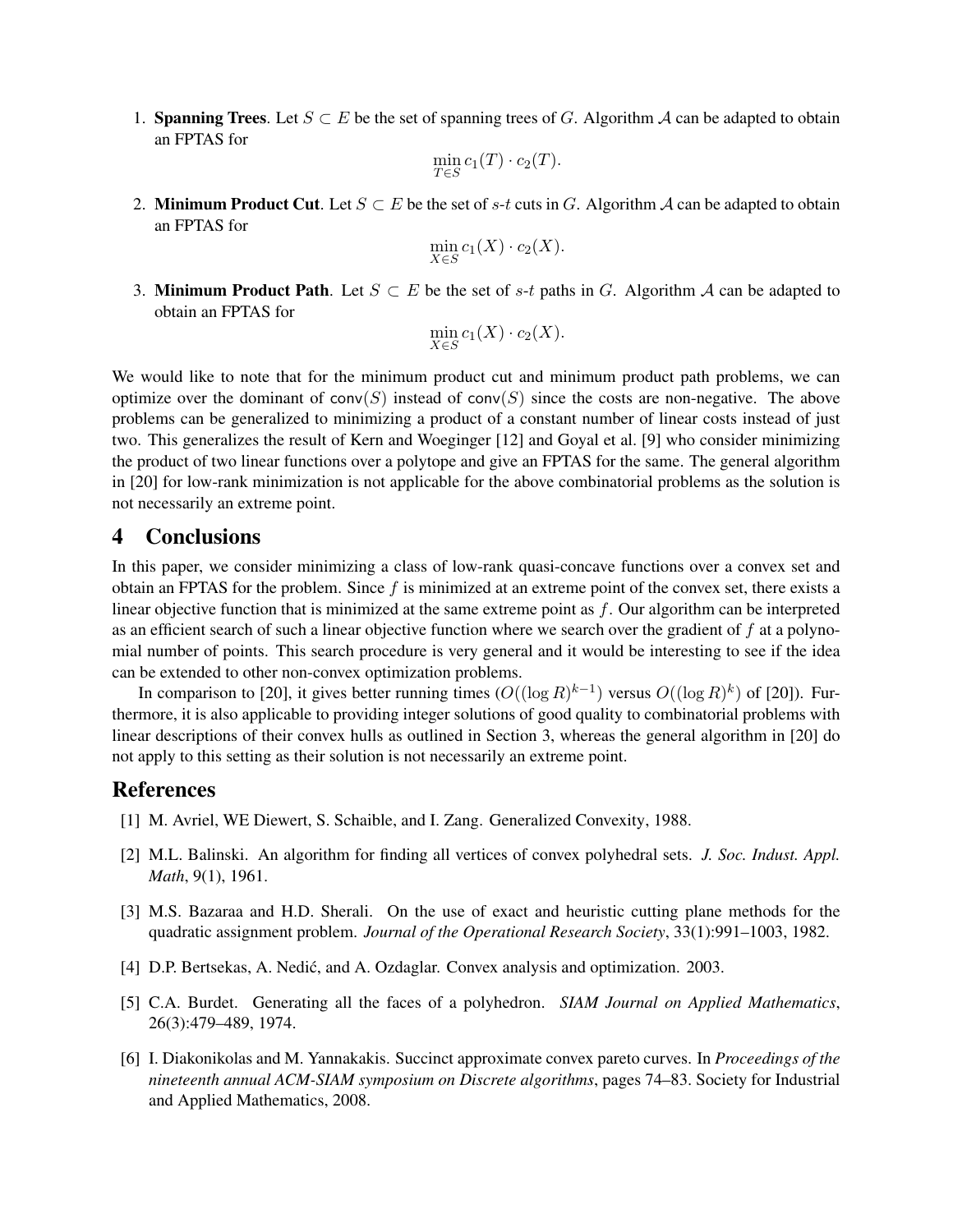1. **Spanning Trees**. Let $S \subset E$ be the set of spanning trees of $G$. Algorithm $\mathcal{A}$ can be adapted to obtain an FPTAS for

$$\min_{T \in S} c_1(T) \cdot c_2(T).$$

2. **Minimum Product Cut**. Let $S \subset E$ be the set of $s$-$t$ cuts in $G$. Algorithm $\mathcal{A}$ can be adapted to obtain an FPTAS for

$$\min_{X \in S} c_1(X) \cdot c_2(X).$$

3. **Minimum Product Path**. Let $S \subset E$ be the set of $s$-$t$ paths in $G$. Algorithm $\mathcal{A}$ can be adapted to obtain an FPTAS for

$$\min_{X \in S} c_1(X) \cdot c_2(X).$$

We would like to note that for the minimum product cut and minimum product path problems, we can optimize over the dominant of $\mathsf{conv}(S)$ instead of $\mathsf{conv}(S)$ since the costs are non-negative. The above problems can be generalized to minimizing a product of a constant number of linear costs instead of just two. This generalizes the result of Kern and Woeginger [12] and Goyal et al. [9] who consider minimizing the product of two linear functions over a polytope and give an FPTAS for the same. The general algorithm in [20] for low-rank minimization is not applicable for the above combinatorial problems as the solution is not necessarily an extreme point.

# 4 Conclusions

In this paper, we consider minimizing a class of low-rank quasi-concave functions over a convex set and obtain an FPTAS for the problem. Since $f$ is minimized at an extreme point of the convex set, there exists a linear objective function that is minimized at the same extreme point as $f$. Our algorithm can be interpreted as an efficient search of such a linear objective function where we search over the gradient of $f$ at a polynomial number of points. This search procedure is very general and it would be interesting to see if the idea can be extended to other non-convex optimization problems.

In comparison to [20], it gives better running times ($O((\log R)^{k-1})$ versus $O((\log R)^k)$ of [20]). Furthermore, it is also applicable to providing integer solutions of good quality to combinatorial problems with linear descriptions of their convex hulls as outlined in Section 3, whereas the general algorithm in [20] do not apply to this setting as their solution is not necessarily an extreme point.

# References

[1] M. Avriel, WE Diewert, S. Schaible, and I. Zang. Generalized Convexity, 1988.

[2] M.L. Balinski. An algorithm for finding all vertices of convex polyhedral sets. *J. Soc. Indust. Appl. Math*, 9(1), 1961.

[3] M.S. Bazaraa and H.D. Sherali. On the use of exact and heuristic cutting plane methods for the quadratic assignment problem. *Journal of the Operational Research Society*, 33(1):991–1003, 1982.

[4] D.P. Bertsekas, A. Nedić, and A. Ozdaglar. Convex analysis and optimization. 2003.

[5] C.A. Burdet. Generating all the faces of a polyhedron. *SIAM Journal on Applied Mathematics*, 26(3):479–489, 1974.

[6] I. Diakonikolas and M. Yannakakis. Succinct approximate convex pareto curves. In *Proceedings of the nineteenth annual ACM-SIAM symposium on Discrete algorithms*, pages 74–83. Society for Industrial and Applied Mathematics, 2008.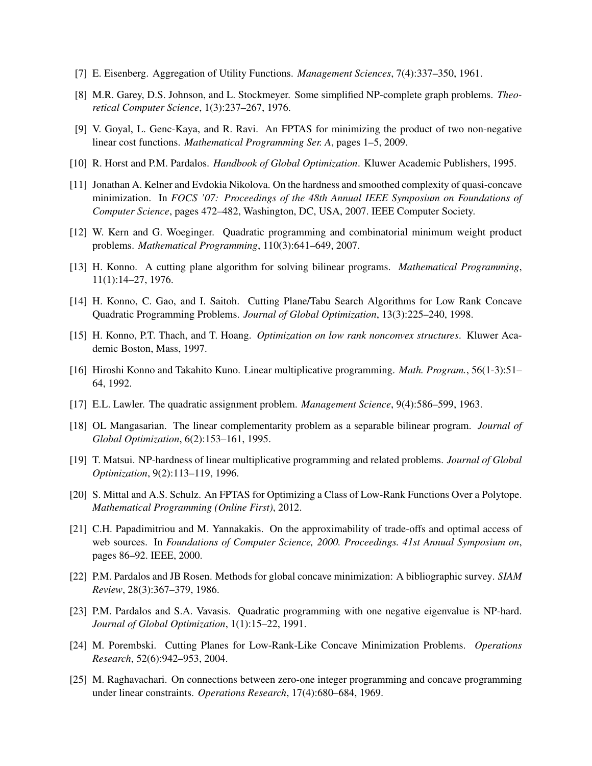[7] E. Eisenberg. Aggregation of Utility Functions. *Management Sciences*, 7(4):337–350, 1961.

[8] M.R. Garey, D.S. Johnson, and L. Stockmeyer. Some simplified NP-complete graph problems. *Theoretical Computer Science*, 1(3):237–267, 1976.

[9] V. Goyal, L. Genc-Kaya, and R. Ravi. An FPTAS for minimizing the product of two non-negative linear cost functions. *Mathematical Programming Ser. A*, pages 1–5, 2009.

[10] R. Horst and P.M. Pardalos. *Handbook of Global Optimization*. Kluwer Academic Publishers, 1995.

[11] Jonathan A. Kelner and Evdokia Nikolova. On the hardness and smoothed complexity of quasi-concave minimization. In *FOCS '07: Proceedings of the 48th Annual IEEE Symposium on Foundations of Computer Science*, pages 472–482, Washington, DC, USA, 2007. IEEE Computer Society.

[12] W. Kern and G. Woeginger. Quadratic programming and combinatorial minimum weight product problems. *Mathematical Programming*, 110(3):641–649, 2007.

[13] H. Konno. A cutting plane algorithm for solving bilinear programs. *Mathematical Programming*, 11(1):14–27, 1976.

[14] H. Konno, C. Gao, and I. Saitoh. Cutting Plane/Tabu Search Algorithms for Low Rank Concave Quadratic Programming Problems. *Journal of Global Optimization*, 13(3):225–240, 1998.

[15] H. Konno, P.T. Thach, and T. Hoang. *Optimization on low rank nonconvex structures*. Kluwer Academic Boston, Mass, 1997.

[16] Hiroshi Konno and Takahito Kuno. Linear multiplicative programming. *Math. Program.*, 56(1-3):51–64, 1992.

[17] E.L. Lawler. The quadratic assignment problem. *Management Science*, 9(4):586–599, 1963.

[18] OL Mangasarian. The linear complementarity problem as a separable bilinear program. *Journal of Global Optimization*, 6(2):153–161, 1995.

[19] T. Matsui. NP-hardness of linear multiplicative programming and related problems. *Journal of Global Optimization*, 9(2):113–119, 1996.

[20] S. Mittal and A.S. Schulz. An FPTAS for Optimizing a Class of Low-Rank Functions Over a Polytope. *Mathematical Programming (Online First)*, 2012.

[21] C.H. Papadimitriou and M. Yannakakis. On the approximability of trade-offs and optimal access of web sources. In *Foundations of Computer Science, 2000. Proceedings. 41st Annual Symposium on*, pages 86–92. IEEE, 2000.

[22] P.M. Pardalos and JB Rosen. Methods for global concave minimization: A bibliographic survey. *SIAM Review*, 28(3):367–379, 1986.

[23] P.M. Pardalos and S.A. Vavasis. Quadratic programming with one negative eigenvalue is NP-hard. *Journal of Global Optimization*, 1(1):15–22, 1991.

[24] M. Porembski. Cutting Planes for Low-Rank-Like Concave Minimization Problems. *Operations Research*, 52(6):942–953, 2004.

[25] M. Raghavachari. On connections between zero-one integer programming and concave programming under linear constraints. *Operations Research*, 17(4):680–684, 1969.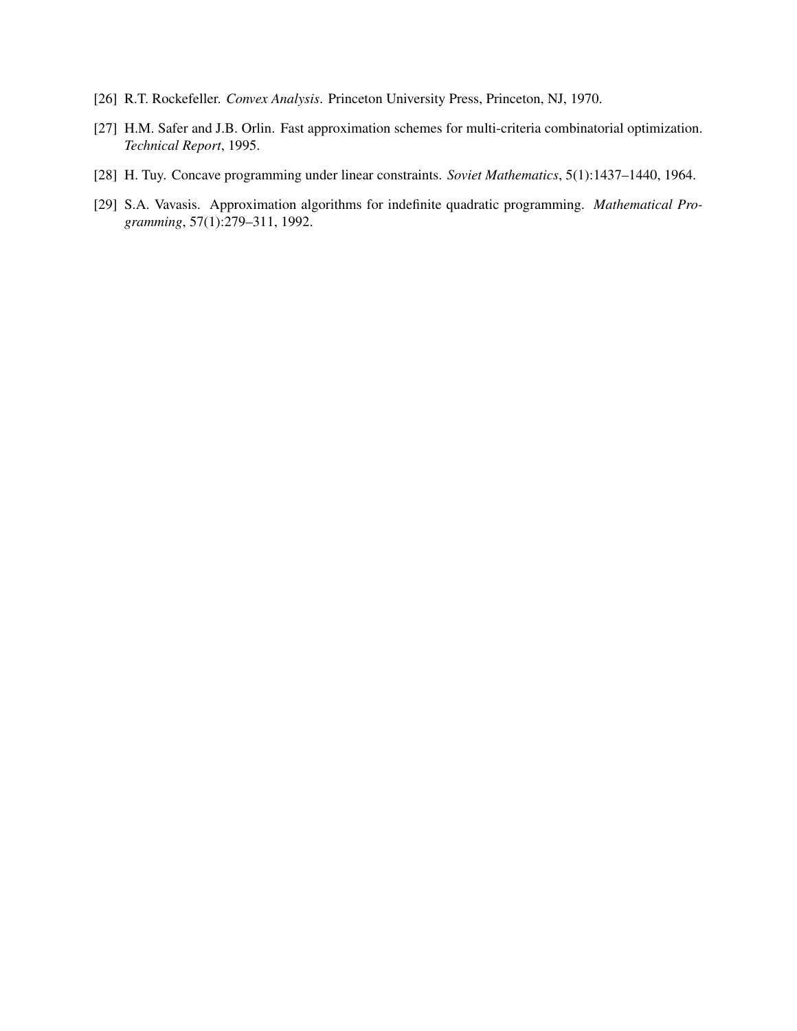[26] R.T. Rockefeller. *Convex Analysis*. Princeton University Press, Princeton, NJ, 1970.

[27] H.M. Safer and J.B. Orlin. Fast approximation schemes for multi-criteria combinatorial optimization. *Technical Report*, 1995.

[28] H. Tuy. Concave programming under linear constraints. *Soviet Mathematics*, 5(1):1437–1440, 1964.

[29] S.A. Vavasis. Approximation algorithms for indefinite quadratic programming. *Mathematical Programming*, 57(1):279–311, 1992.